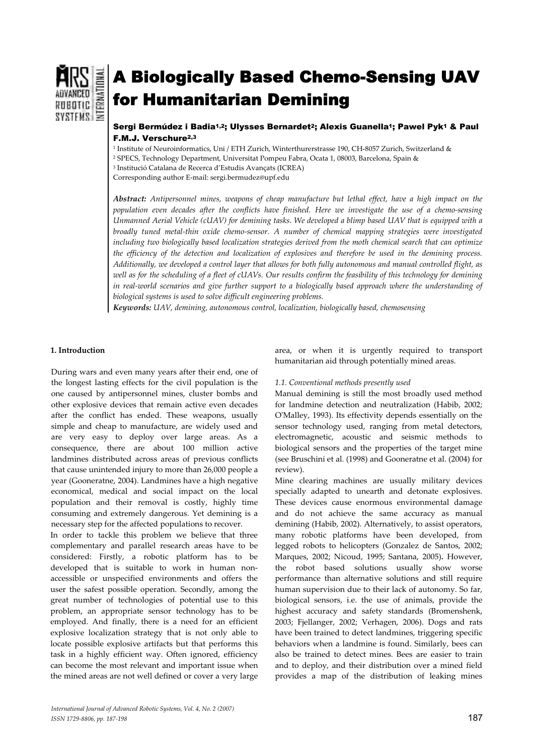# A Biologically Based Chemo-Sensing UAV for Humanitarian Demining

**Sergi Bermúdez i Badia[1,2]; Ulysses Bernardet[2]; Alexis Guanella[1]; Pawel Pyk[1] & Paul F.M.J. Verschure[2,3]**

[1] Institute of Neuroinformatics, Uni / ETH Zurich, Winterthurerstrasse 190, CH-8057 Zurich, Switzerland &
[2] SPECS, Technology Department, Universitat Pompeu Fabra, Ocata 1, 08003, Barcelona, Spain &
[3] Institució Catalana de Recerca d'Estudis Avançats (ICREA)
Corresponding author E-mail: sergi.bermudez@upf.edu

***Abstract:*** *Antipersonnel mines, weapons of cheap manufacture but lethal effect, have a high impact on the population even decades after the conflicts have finished. Here we investigate the use of a chemo-sensing Unmanned Aerial Vehicle (cUAV) for demining tasks. We developed a blimp based UAV that is equipped with a broadly tuned metal-thin oxide chemo-sensor. A number of chemical mapping strategies were investigated including two biologically based localization strategies derived from the moth chemical search that can optimize the efficiency of the detection and localization of explosives and therefore be used in the demining process. Additionally, we developed a control layer that allows for both fully autonomous and manual controlled flight, as well as for the scheduling of a fleet of cUAVs. Our results confirm the feasibility of this technology for demining in real-world scenarios and give further support to a biologically based approach where the understanding of biological systems is used to solve difficult engineering problems.*

***Keywords:*** *UAV, demining, autonomous control, localization, biologically based, chemosensing*

## 1. Introduction

During wars and even many years after their end, one of the longest lasting effects for the civil population is the one caused by antipersonnel mines, cluster bombs and other explosive devices that remain active even decades after the conflict has ended. These weapons, usually simple and cheap to manufacture, are widely used and are very easy to deploy over large areas. As a consequence, there are about 100 million active landmines distributed across areas of previous conflicts that cause unintended injury to more than 26,000 people a year (Gooneratne, 2004). Landmines have a high negative economical, medical and social impact on the local population and their removal is costly, highly time consuming and extremely dangerous. Yet demining is a necessary step for the affected populations to recover.

In order to tackle this problem we believe that three complementary and parallel research areas have to be considered: Firstly, a robotic platform has to be developed that is suitable to work in human non-accessible or unspecified environments and offers the user the safest possible operation. Secondly, among the great number of technologies of potential use to this problem, an appropriate sensor technology has to be employed. And finally, there is a need for an efficient explosive localization strategy that is not only able to locate possible explosive artifacts but that performs this task in a highly efficient way. Often ignored, efficiency can become the most relevant and important issue when the mined areas are not well defined or cover a very large area, or when it is urgently required to transport humanitarian aid through potentially mined areas.

### *1.1. Conventional methods presently used*

Manual demining is still the most broadly used method for landmine detection and neutralization (Habib, 2002; O'Malley, 1993). Its effectivity depends essentially on the sensor technology used, ranging from metal detectors, electromagnetic, acoustic and seismic methods to biological sensors and the properties of the target mine (see Bruschini et al. (1998) and Gooneratne et al. (2004) for review).

Mine clearing machines are usually military devices specially adapted to unearth and detonate explosives. These devices cause enormous environmental damage and do not achieve the same accuracy as manual demining (Habib, 2002). Alternatively, to assist operators, many robotic platforms have been developed, from legged robots to helicopters (Gonzalez de Santos, 2002; Marques, 2002; Nicoud, 1995; Santana, 2005)**.** However, the robot based solutions usually show worse performance than alternative solutions and still require human supervision due to their lack of autonomy. So far, biological sensors, i.e. the use of animals, provide the highest accuracy and safety standards (Bromenshenk, 2003; Fjellanger, 2002; Verhagen, 2006). Dogs and rats have been trained to detect landmines, triggering specific behaviors when a landmine is found. Similarly, bees can also be trained to detect mines. Bees are easier to train and to deploy, and their distribution over a mined field provides a map of the distribution of leaking mines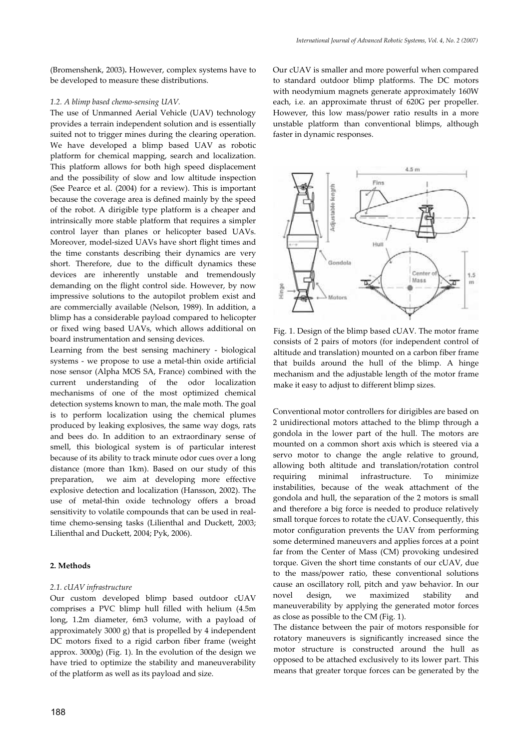(Bromenshenk, 2003). However, complex systems have to be developed to measure these distributions.

### 1.2. A blimp based chemo-sensing UAV.

The use of Unmanned Aerial Vehicle (UAV) technology provides a terrain independent solution and is essentially suited not to trigger mines during the clearing operation. We have developed a blimp based UAV as robotic platform for chemical mapping, search and localization. This platform allows for both high speed displacement and the possibility of slow and low altitude inspection (See Pearce et al. (2004) for a review). This is important because the coverage area is defined mainly by the speed of the robot. A dirigible type platform is a cheaper and intrinsically more stable platform that requires a simpler control layer than planes or helicopter based UAVs. Moreover, model-sized UAVs have short flight times and the time constants describing their dynamics are very short. Therefore, due to the difficult dynamics these devices are inherently unstable and tremendously demanding on the flight control side. However, by now impressive solutions to the autopilot problem exist and are commercially available (Nelson, 1989). In addition, a blimp has a considerable payload compared to helicopter or fixed wing based UAVs, which allows additional on board instrumentation and sensing devices.

Learning from the best sensing machinery - biological systems - we propose to use a metal-thin oxide artificial nose sensor (Alpha MOS SA, France) combined with the current understanding of the odor localization mechanisms of one of the most optimized chemical detection systems known to man, the male moth. The goal is to perform localization using the chemical plumes produced by leaking explosives, the same way dogs, rats and bees do. In addition to an extraordinary sense of smell, this biological system is of particular interest because of its ability to track minute odor cues over a long distance (more than 1km). Based on our study of this preparation, we aim at developing more effective explosive detection and localization (Hansson, 2002). The use of metal-thin oxide technology offers a broad sensitivity to volatile compounds that can be used in real-time chemo-sensing tasks (Lilienthal and Duckett, 2003; Lilienthal and Duckett, 2004; Pyk, 2006).

## 2. Methods

### 2.1. cUAV infrastructure

Our custom developed blimp based outdoor cUAV comprises a PVC blimp hull filled with helium (4.5m long, 1.2m diameter, 6m3 volume, with a payload of approximately 3000 g) that is propelled by 4 independent DC motors fixed to a rigid carbon fiber frame (weight approx. 3000g) (Fig. 1). In the evolution of the design we have tried to optimize the stability and maneuverability of the platform as well as its payload and size.

Our cUAV is smaller and more powerful when compared to standard outdoor blimp platforms. The DC motors with neodymium magnets generate approximately 160W each, i.e. an approximate thrust of 620G per propeller. However, this low mass/power ratio results in a more unstable platform than conventional blimps, although faster in dynamic responses.

Fig. 1. Design of the blimp based cUAV. The motor frame consists of 2 pairs of motors (for independent control of altitude and translation) mounted on a carbon fiber frame that builds around the hull of the blimp. A hinge mechanism and the adjustable length of the motor frame make it easy to adjust to different blimp sizes.

Conventional motor controllers for dirigibles are based on 2 unidirectional motors attached to the blimp through a gondola in the lower part of the hull. The motors are mounted on a common short axis which is steered via a servo motor to change the angle relative to ground, allowing both altitude and translation/rotation control requiring minimal infrastructure. To minimize instabilities, because of the weak attachment of the gondola and hull, the separation of the 2 motors is small and therefore a big force is needed to produce relatively small torque forces to rotate the cUAV. Consequently, this motor configuration prevents the UAV from performing some determined maneuvers and applies forces at a point far from the Center of Mass (CM) provoking undesired torque. Given the short time constants of our cUAV, due to the mass/power ratio, these conventional solutions cause an oscillatory roll, pitch and yaw behavior. In our novel design, we maximized stability and maneuverability by applying the generated motor forces as close as possible to the CM (Fig. 1).

The distance between the pair of motors responsible for rotatory maneuvers is significantly increased since the motor structure is constructed around the hull as opposed to be attached exclusively to its lower part. This means that greater torque forces can be generated by the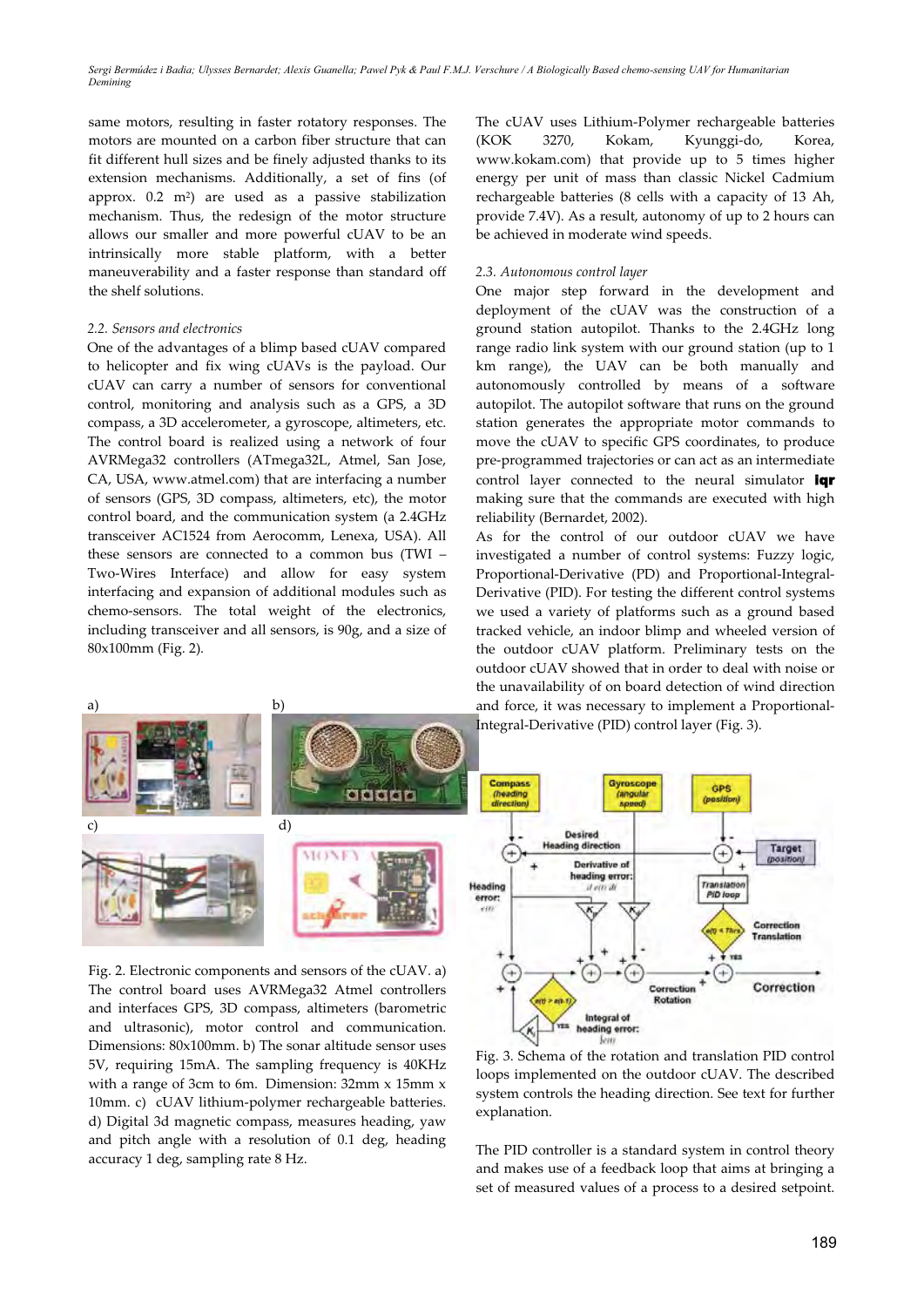same motors, resulting in faster rotatory responses. The motors are mounted on a carbon fiber structure that can fit different hull sizes and be finely adjusted thanks to its extension mechanisms. Additionally, a set of fins (of approx. 0.2 m²) are used as a passive stabilization mechanism. Thus, the redesign of the motor structure allows our smaller and more powerful cUAV to be an intrinsically more stable platform, with a better maneuverability and a faster response than standard off the shelf solutions.

### *2.2. Sensors and electronics*

One of the advantages of a blimp based cUAV compared to helicopter and fix wing cUAVs is the payload. Our cUAV can carry a number of sensors for conventional control, monitoring and analysis such as a GPS, a 3D compass, a 3D accelerometer, a gyroscope, altimeters, etc. The control board is realized using a network of four AVRMega32 controllers (ATmega32L, Atmel, San Jose, CA, USA, www.atmel.com) that are interfacing a number of sensors (GPS, 3D compass, altimeters, etc), the motor control board, and the communication system (a 2.4GHz transceiver AC1524 from Aerocomm, Lenexa, USA). All these sensors are connected to a common bus (TWI – Two-Wires Interface) and allow for easy system interfacing and expansion of additional modules such as chemo-sensors. The total weight of the electronics, including transceiver and all sensors, is 90g, and a size of 80x100mm (Fig. 2).

Fig. 2. Electronic components and sensors of the cUAV. a) The control board uses AVRMega32 Atmel controllers and interfaces GPS, 3D compass, altimeters (barometric and ultrasonic), motor control and communication. Dimensions: 80x100mm. b) The sonar altitude sensor uses 5V, requiring 15mA. The sampling frequency is 40KHz with a range of 3cm to 6m. Dimension: 32mm x 15mm x 10mm. c) cUAV lithium-polymer rechargeable batteries. d) Digital 3d magnetic compass, measures heading, yaw and pitch angle with a resolution of 0.1 deg, heading accuracy 1 deg, sampling rate 8 Hz.

The cUAV uses Lithium-Polymer rechargeable batteries (KOK 3270, Kokam, Kyunggi-do, Korea, www.kokam.com) that provide up to 5 times higher energy per unit of mass than classic Nickel Cadmium rechargeable batteries (8 cells with a capacity of 13 Ah, provide 7.4V). As a result, autonomy of up to 2 hours can be achieved in moderate wind speeds.

### *2.3. Autonomous control layer*

One major step forward in the development and deployment of the cUAV was the construction of a ground station autopilot. Thanks to the 2.4GHz long range radio link system with our ground station (up to 1 km range), the UAV can be both manually and autonomously controlled by means of a software autopilot. The autopilot software that runs on the ground station generates the appropriate motor commands to move the cUAV to specific GPS coordinates, to produce pre-programmed trajectories or can act as an intermediate control layer connected to the neural simulator **iqr** making sure that the commands are executed with high reliability (Bernardet, 2002).

As for the control of our outdoor cUAV we have investigated a number of control systems: Fuzzy logic, Proportional-Derivative (PD) and Proportional-Integral-Derivative (PID). For testing the different control systems we used a variety of platforms such as a ground based tracked vehicle, an indoor blimp and wheeled version of the outdoor cUAV platform. Preliminary tests on the outdoor cUAV showed that in order to deal with noise or the unavailability of on board detection of wind direction and force, it was necessary to implement a Proportional-Integral-Derivative (PID) control layer (Fig. 3).

Fig. 3. Schema of the rotation and translation PID control loops implemented on the outdoor cUAV. The described system controls the heading direction. See text for further explanation.

The PID controller is a standard system in control theory and makes use of a feedback loop that aims at bringing a set of measured values of a process to a desired setpoint.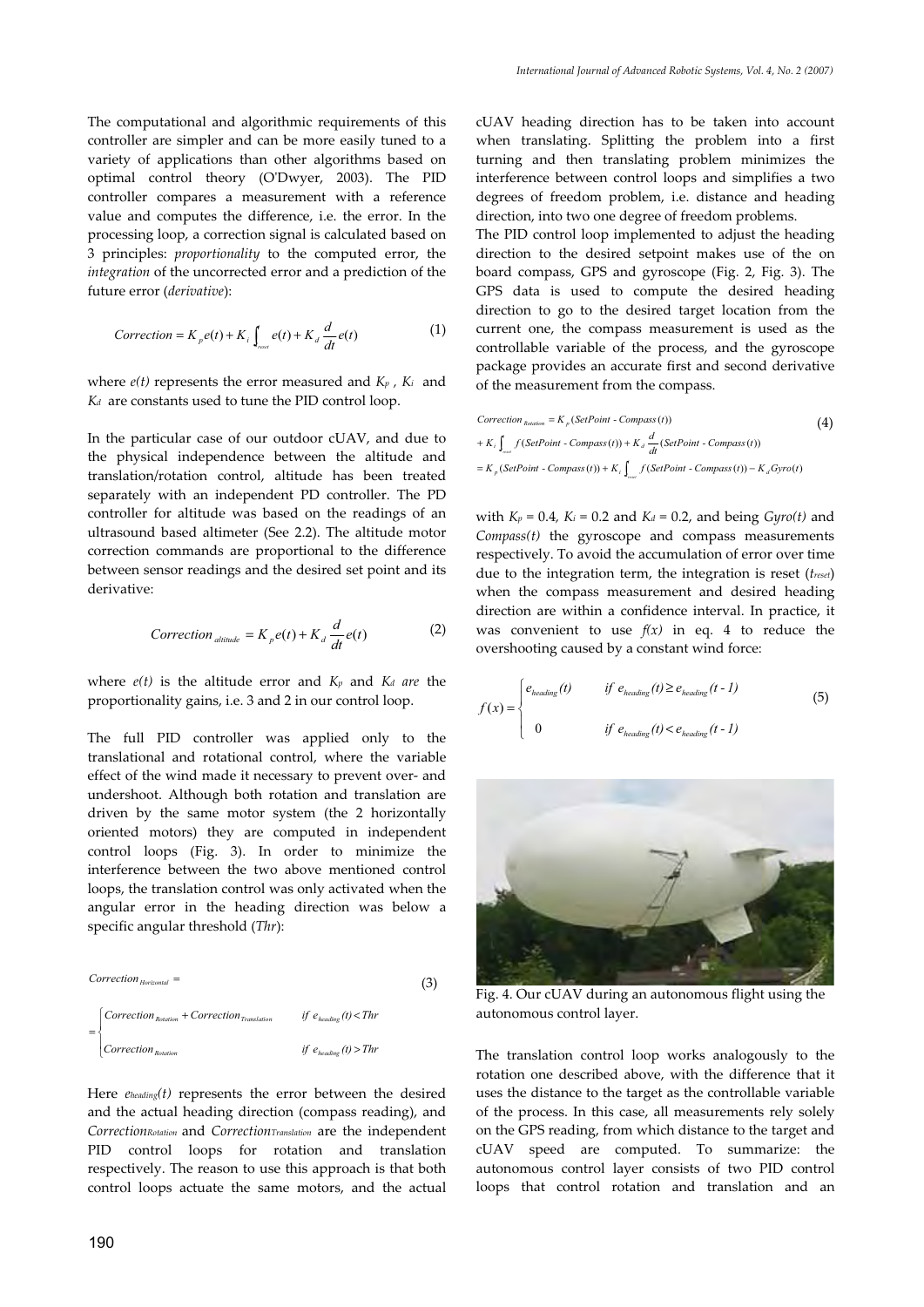The computational and algorithmic requirements of this controller are simpler and can be more easily tuned to a variety of applications than other algorithms based on optimal control theory (O'Dwyer, 2003). The PID controller compares a measurement with a reference value and computes the difference, i.e. the error. In the processing loop, a correction signal is calculated based on 3 principles: *proportionality* to the computed error, the *integration* of the uncorrected error and a prediction of the future error (*derivative*):

$$Correction = K_p e(t) + K_i \int_{reset}^{t} e(t) + K_d \frac{d}{dt} e(t) \tag{1}$$

where $e(t)$ represents the error measured and $K_p$ , $K_i$ and $K_d$ are constants used to tune the PID control loop.

In the particular case of our outdoor cUAV, and due to the physical independence between the altitude and translation/rotation control, altitude has been treated separately with an independent PD controller. The PD controller for altitude was based on the readings of an ultrasound based altimeter (See 2.2). The altitude motor correction commands are proportional to the difference between sensor readings and the desired set point and its derivative:

$$Correction_{altitude} = K_p e(t) + K_d \frac{d}{dt} e(t) \tag{2}$$

where $e(t)$ is the altitude error and $K_p$ and $K_d$ *are* the proportionality gains, i.e. 3 and 2 in our control loop.

The full PID controller was applied only to the translational and rotational control, where the variable effect of the wind made it necessary to prevent over- and undershoot. Although both rotation and translation are driven by the same motor system (the 2 horizontally oriented motors) they are computed in independent control loops (Fig. 3). In order to minimize the interference between the two above mentioned control loops, the translation control was only activated when the angular error in the heading direction was below a specific angular threshold (*Thr*):

$$Correction_{Horizontal} = \begin{cases} Correction_{Rotation} + Correction_{Translation} & if\ e_{heading}(t) < Thr \\ Correction_{Rotation} & if\ e_{heading}(t) > Thr \end{cases} \tag{3}$$

Here $e_{heading}(t)$ represents the error between the desired and the actual heading direction (compass reading), and $Correction_{Rotation}$ and $Correction_{Translation}$ are the independent PID control loops for rotation and translation respectively. The reason to use this approach is that both control loops actuate the same motors, and the actual cUAV heading direction has to be taken into account when translating. Splitting the problem into a first turning and then translating problem minimizes the interference between control loops and simplifies a two degrees of freedom problem, i.e. distance and heading direction, into two one degree of freedom problems.

The PID control loop implemented to adjust the heading direction to the desired setpoint makes use of the on board compass, GPS and gyroscope (Fig. 2, Fig. 3). The GPS data is used to compute the desired heading direction to go to the desired target location from the current one, the compass measurement is used as the controllable variable of the process, and the gyroscope package provides an accurate first and second derivative of the measurement from the compass.

$$\begin{aligned} Correction_{Rotation} &= K_p(SetPoint - Compass(t)) \\ &+ K_i \int_{reset} f(SetPoint - Compass(t)) + K_d \frac{d}{dt}(SetPoint - Compass(t)) \\ &= K_p(SetPoint - Compass(t)) + K_i \int_{reset} f(SetPoint - Compass(t)) - K_d Gyro(t) \end{aligned} \tag{4}$$

with $K_p$ = 0.4, $K_i$ = 0.2 and $K_d$ = 0.2, and being *Gyro(t)* and *Compass(t)* the gyroscope and compass measurements respectively. To avoid the accumulation of error over time due to the integration term, the integration is reset ($t_{reset}$) when the compass measurement and desired heading direction are within a confidence interval. In practice, it was convenient to use $f(x)$ in eq. 4 to reduce the overshooting caused by a constant wind force:

$$f(x) = \begin{cases} e_{heading}(t) & if\ e_{heading}(t) \geq e_{heading}(t-1) \\ 0 & if\ e_{heading}(t) < e_{heading}(t-1) \end{cases} \tag{5}$$

Fig. 4. Our cUAV during an autonomous flight using the autonomous control layer.

The translation control loop works analogously to the rotation one described above, with the difference that it uses the distance to the target as the controllable variable of the process. In this case, all measurements rely solely on the GPS reading, from which distance to the target and cUAV speed are computed. To summarize: the autonomous control layer consists of two PID control loops that control rotation and translation and an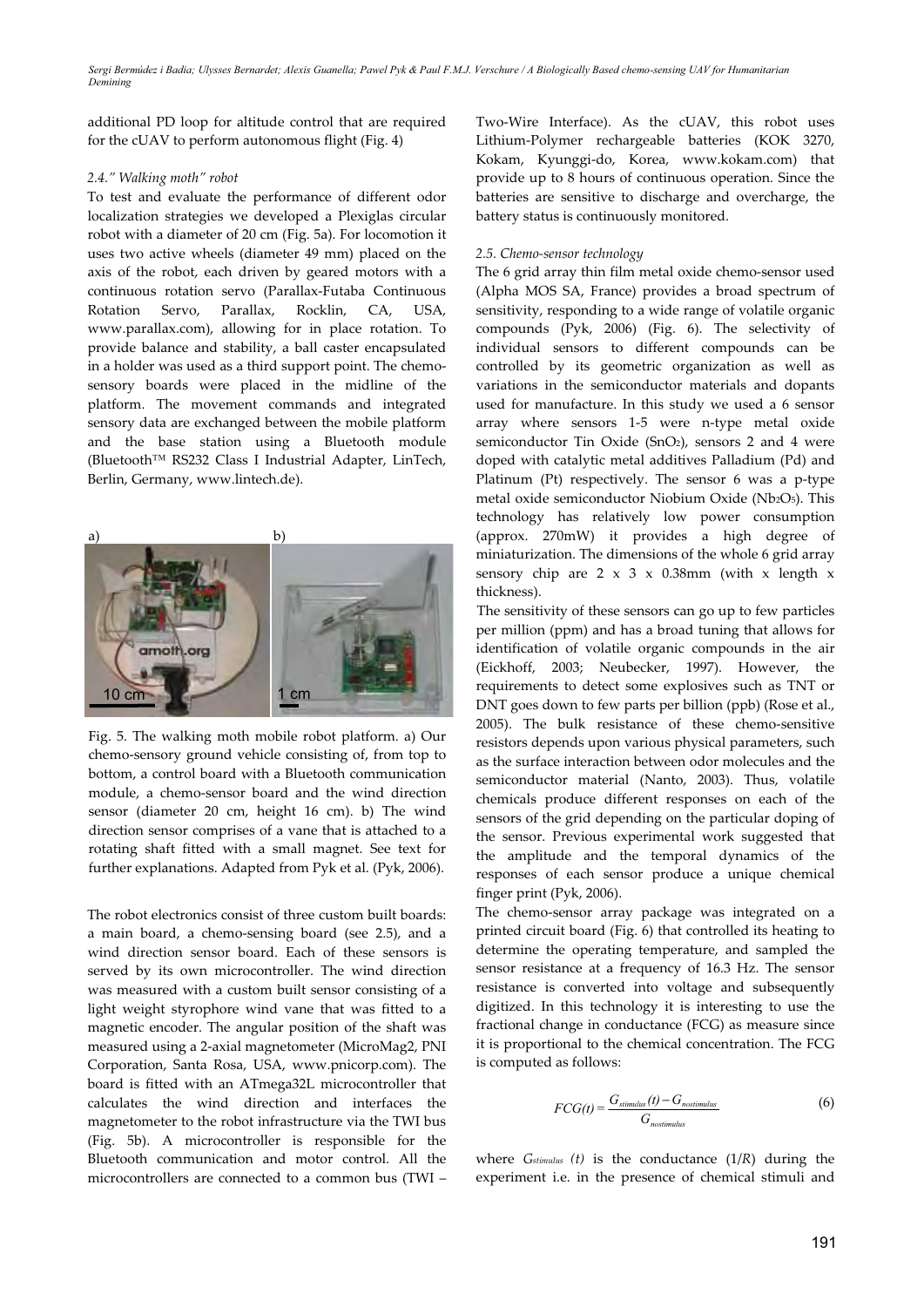additional PD loop for altitude control that are required for the cUAV to perform autonomous flight (Fig. 4)

### *2.4." Walking moth" robot*

To test and evaluate the performance of different odor localization strategies we developed a Plexiglas circular robot with a diameter of 20 cm (Fig. 5a). For locomotion it uses two active wheels (diameter 49 mm) placed on the axis of the robot, each driven by geared motors with a continuous rotation servo (Parallax-Futaba Continuous Rotation Servo, Parallax, Rocklin, CA, USA, www.parallax.com), allowing for in place rotation. To provide balance and stability, a ball caster encapsulated in a holder was used as a third support point. The chemo-sensory boards were placed in the midline of the platform. The movement commands and integrated sensory data are exchanged between the mobile platform and the base station using a Bluetooth module (Bluetooth™ RS232 Class I Industrial Adapter, LinTech, Berlin, Germany, www.lintech.de).

Fig. 5. The walking moth mobile robot platform. a) Our chemo-sensory ground vehicle consisting of, from top to bottom, a control board with a Bluetooth communication module, a chemo-sensor board and the wind direction sensor (diameter 20 cm, height 16 cm). b) The wind direction sensor comprises of a vane that is attached to a rotating shaft fitted with a small magnet. See text for further explanations. Adapted from Pyk et al. (Pyk, 2006).

The robot electronics consist of three custom built boards: a main board, a chemo-sensing board (see 2.5), and a wind direction sensor board. Each of these sensors is served by its own microcontroller. The wind direction was measured with a custom built sensor consisting of a light weight styrophore wind vane that was fitted to a magnetic encoder. The angular position of the shaft was measured using a 2-axial magnetometer (MicroMag2, PNI Corporation, Santa Rosa, USA, www.pnicorp.com). The board is fitted with an ATmega32L microcontroller that calculates the wind direction and interfaces the magnetometer to the robot infrastructure via the TWI bus (Fig. 5b). A microcontroller is responsible for the Bluetooth communication and motor control. All the microcontrollers are connected to a common bus (TWI – Two-Wire Interface). As the cUAV, this robot uses Lithium-Polymer rechargeable batteries (KOK 3270, Kokam, Kyunggi-do, Korea, www.kokam.com) that provide up to 8 hours of continuous operation. Since the batteries are sensitive to discharge and overcharge, the battery status is continuously monitored.

### *2.5. Chemo-sensor technology*

The 6 grid array thin film metal oxide chemo-sensor used (Alpha MOS SA, France) provides a broad spectrum of sensitivity, responding to a wide range of volatile organic compounds (Pyk, 2006) (Fig. 6). The selectivity of individual sensors to different compounds can be controlled by its geometric organization as well as variations in the semiconductor materials and dopants used for manufacture. In this study we used a 6 sensor array where sensors 1-5 were n-type metal oxide semiconductor Tin Oxide ($SnO_2$), sensors 2 and 4 were doped with catalytic metal additives Palladium (Pd) and Platinum (Pt) respectively. The sensor 6 was a p-type metal oxide semiconductor Niobium Oxide ($Nb_2O_5$). This technology has relatively low power consumption (approx. 270mW) it provides a high degree of miniaturization. The dimensions of the whole 6 grid array sensory chip are 2 x 3 x 0.38mm (with x length x thickness).

The sensitivity of these sensors can go up to few particles per million (ppm) and has a broad tuning that allows for identification of volatile organic compounds in the air (Eickhoff, 2003; Neubecker, 1997). However, the requirements to detect some explosives such as TNT or DNT goes down to few parts per billion (ppb) (Rose et al., 2005). The bulk resistance of these chemo-sensitive resistors depends upon various physical parameters, such as the surface interaction between odor molecules and the semiconductor material (Nanto, 2003). Thus, volatile chemicals produce different responses on each of the sensors of the grid depending on the particular doping of the sensor. Previous experimental work suggested that the amplitude and the temporal dynamics of the responses of each sensor produce a unique chemical finger print (Pyk, 2006).

The chemo-sensor array package was integrated on a printed circuit board (Fig. 6) that controlled its heating to determine the operating temperature, and sampled the sensor resistance at a frequency of 16.3 Hz. The sensor resistance is converted into voltage and subsequently digitized. In this technology it is interesting to use the fractional change in conductance (FCG) as measure since it is proportional to the chemical concentration. The FCG is computed as follows:

$$FCG(t) = \frac{G_{stimulus}(t) - G_{nostimulus}}{G_{nostimulus}} \tag{6}$$

where $G_{stimulus}(t)$ is the conductance ($1/R$) during the experiment i.e. in the presence of chemical stimuli and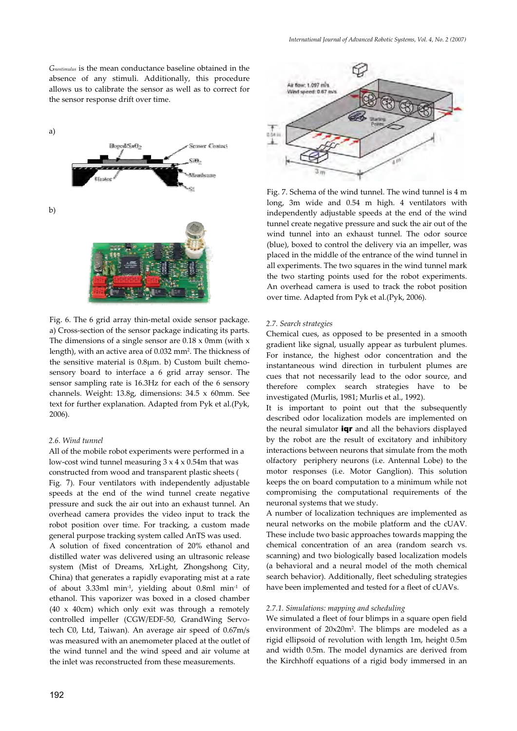$G_{nostimulus}$ is the mean conductance baseline obtained in the absence of any stimuli. Additionally, this procedure allows us to calibrate the sensor as well as to correct for the sensor response drift over time.

a)

b)

Fig. 6. The 6 grid array thin-metal oxide sensor package. a) Cross-section of the sensor package indicating its parts. The dimensions of a single sensor are 0.18 x 0mm (with x length), with an active area of 0.032 mm$^2$. The thickness of the sensitive material is 0.8μm. b) Custom built chemo-sensory board to interface a 6 grid array sensor. The sensor sampling rate is 16.3Hz for each of the 6 sensory channels. Weight: 13.8g, dimensions: 34.5 x 60mm. See text for further explanation. Adapted from Pyk et al.(Pyk, 2006).

### 2.6. Wind tunnel

All of the mobile robot experiments were performed in a low-cost wind tunnel measuring 3 x 4 x 0.54m that was constructed from wood and transparent plastic sheets ( Fig. 7). Four ventilators with independently adjustable speeds at the end of the wind tunnel create negative pressure and suck the air out into an exhaust tunnel. An overhead camera provides the video input to track the robot position over time. For tracking, a custom made general purpose tracking system called AnTS was used.

A solution of fixed concentration of 20% ethanol and distilled water was delivered using an ultrasonic release system (Mist of Dreams, XrLight, Zhongshong City, China) that generates a rapidly evaporating mist at a rate of about 3.33ml min$^{-1}$, yielding about 0.8ml min$^{-1}$ of ethanol. This vaporizer was boxed in a closed chamber (40 x 40cm) which only exit was through a remotely controlled impeller (CGW/EDF-50, GrandWing Servo-tech C0, Ltd, Taiwan). An average air speed of 0.67m/s was measured with an anemometer placed at the outlet of the wind tunnel and the wind speed and air volume at the inlet was reconstructed from these measurements.

Fig. 7. Schema of the wind tunnel. The wind tunnel is 4 m long, 3m wide and 0.54 m high. 4 ventilators with independently adjustable speeds at the end of the wind tunnel create negative pressure and suck the air out of the wind tunnel into an exhaust tunnel. The odor source (blue), boxed to control the delivery via an impeller, was placed in the middle of the entrance of the wind tunnel in all experiments. The two squares in the wind tunnel mark the two starting points used for the robot experiments. An overhead camera is used to track the robot position over time. Adapted from Pyk et al.(Pyk, 2006).

### 2.7. Search strategies

Chemical cues, as opposed to be presented in a smooth gradient like signal, usually appear as turbulent plumes. For instance, the highest odor concentration and the instantaneous wind direction in turbulent plumes are cues that not necessarily lead to the odor source, and therefore complex search strategies have to be investigated (Murlis, 1981; Murlis et al., 1992).

It is important to point out that the subsequently described odor localization models are implemented on the neural simulator **iqr** and all the behaviors displayed by the robot are the result of excitatory and inhibitory interactions between neurons that simulate from the moth olfactory periphery neurons (i.e. Antennal Lobe) to the motor responses (i.e. Motor Ganglion). This solution keeps the on board computation to a minimum while not compromising the computational requirements of the neuronal systems that we study.

A number of localization techniques are implemented as neural networks on the mobile platform and the cUAV. These include two basic approaches towards mapping the chemical concentration of an area (random search vs. scanning) and two biologically based localization models (a behavioral and a neural model of the moth chemical search behavior). Additionally, fleet scheduling strategies have been implemented and tested for a fleet of cUAVs.

#### 2.7.1. Simulations: mapping and scheduling

We simulated a fleet of four blimps in a square open field environment of 20x20m$^2$. The blimps are modeled as a rigid ellipsoid of revolution with length 1m, height 0.5m and width 0.5m. The model dynamics are derived from the Kirchhoff equations of a rigid body immersed in an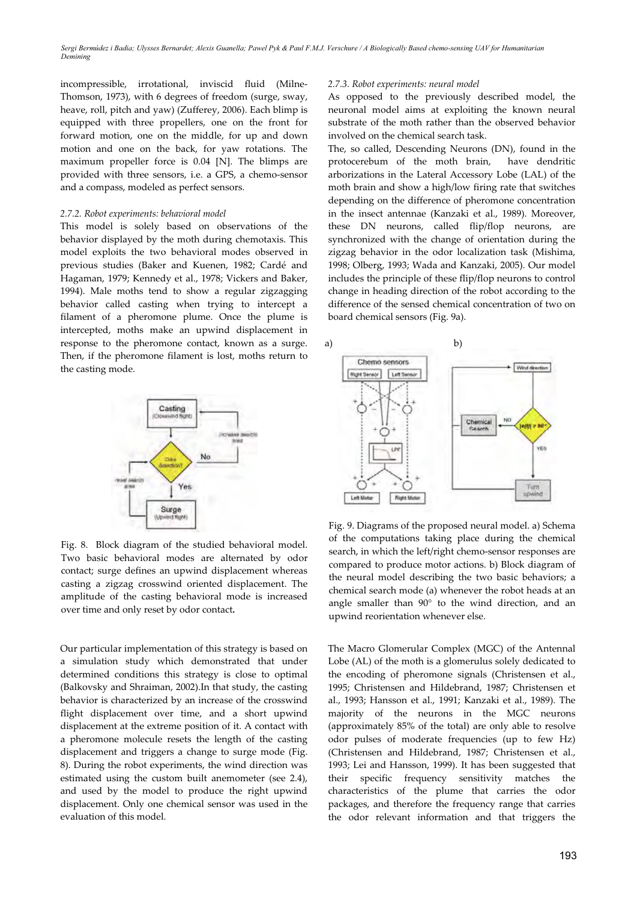incompressible, irrotational, inviscid fluid (Milne-Thomson, 1973), with 6 degrees of freedom (surge, sway, heave, roll, pitch and yaw) (Zufferey, 2006). Each blimp is equipped with three propellers, one on the front for forward motion, one on the middle, for up and down motion and one on the back, for yaw rotations. The maximum propeller force is 0.04 [N]. The blimps are provided with three sensors, i.e. a GPS, a chemo-sensor and a compass, modeled as perfect sensors.

*2.7.2. Robot experiments: behavioral model*

This model is solely based on observations of the behavior displayed by the moth during chemotaxis. This model exploits the two behavioral modes observed in previous studies (Baker and Kuenen, 1982; Cardé and Hagaman, 1979; Kennedy et al., 1978; Vickers and Baker, 1994). Male moths tend to show a regular zigzagging behavior called casting when trying to intercept a filament of a pheromone plume. Once the plume is intercepted, moths make an upwind displacement in response to the pheromone contact, known as a surge. Then, if the pheromone filament is lost, moths return to the casting mode.

Fig. 8. Block diagram of the studied behavioral model. Two basic behavioral modes are alternated by odor contact; surge defines an upwind displacement whereas casting a zigzag crosswind oriented displacement. The amplitude of the casting behavioral mode is increased over time and only reset by odor contact.

Our particular implementation of this strategy is based on a simulation study which demonstrated that under determined conditions this strategy is close to optimal (Balkovsky and Shraiman, 2002).In that study, the casting behavior is characterized by an increase of the crosswind flight displacement over time, and a short upwind displacement at the extreme position of it. A contact with a pheromone molecule resets the length of the casting displacement and triggers a change to surge mode (Fig. 8). During the robot experiments, the wind direction was estimated using the custom built anemometer (see 2.4), and used by the model to produce the right upwind displacement. Only one chemical sensor was used in the evaluation of this model.

*2.7.3. Robot experiments: neural model*

As opposed to the previously described model, the neuronal model aims at exploiting the known neural substrate of the moth rather than the observed behavior involved on the chemical search task.

The, so called, Descending Neurons (DN), found in the protocerebum of the moth brain, have dendritic arborizations in the Lateral Accessory Lobe (LAL) of the moth brain and show a high/low firing rate that switches depending on the difference of pheromone concentration in the insect antennae (Kanzaki et al., 1989). Moreover, these DN neurons, called flip/flop neurons, are synchronized with the change of orientation during the zigzag behavior in the odor localization task (Mishima, 1998; Olberg, 1993; Wada and Kanzaki, 2005). Our model includes the principle of these flip/flop neurons to control change in heading direction of the robot according to the difference of the sensed chemical concentration of two on board chemical sensors (Fig. 9a).

Fig. 9. Diagrams of the proposed neural model. a) Schema of the computations taking place during the chemical search, in which the left/right chemo-sensor responses are compared to produce motor actions. b) Block diagram of the neural model describing the two basic behaviors; a chemical search mode (a) whenever the robot heads at an angle smaller than 90° to the wind direction, and an upwind reorientation whenever else.

The Macro Glomerular Complex (MGC) of the Antennal Lobe (AL) of the moth is a glomerulus solely dedicated to the encoding of pheromone signals (Christensen et al., 1995; Christensen and Hildebrand, 1987; Christensen et al., 1993; Hansson et al., 1991; Kanzaki et al., 1989). The majority of the neurons in the MGC neurons (approximately 85% of the total) are only able to resolve odor pulses of moderate frequencies (up to few Hz) (Christensen and Hildebrand, 1987; Christensen et al., 1993; Lei and Hansson, 1999). It has been suggested that their specific frequency sensitivity matches the characteristics of the plume that carries the odor packages, and therefore the frequency range that carries the odor relevant information and that triggers the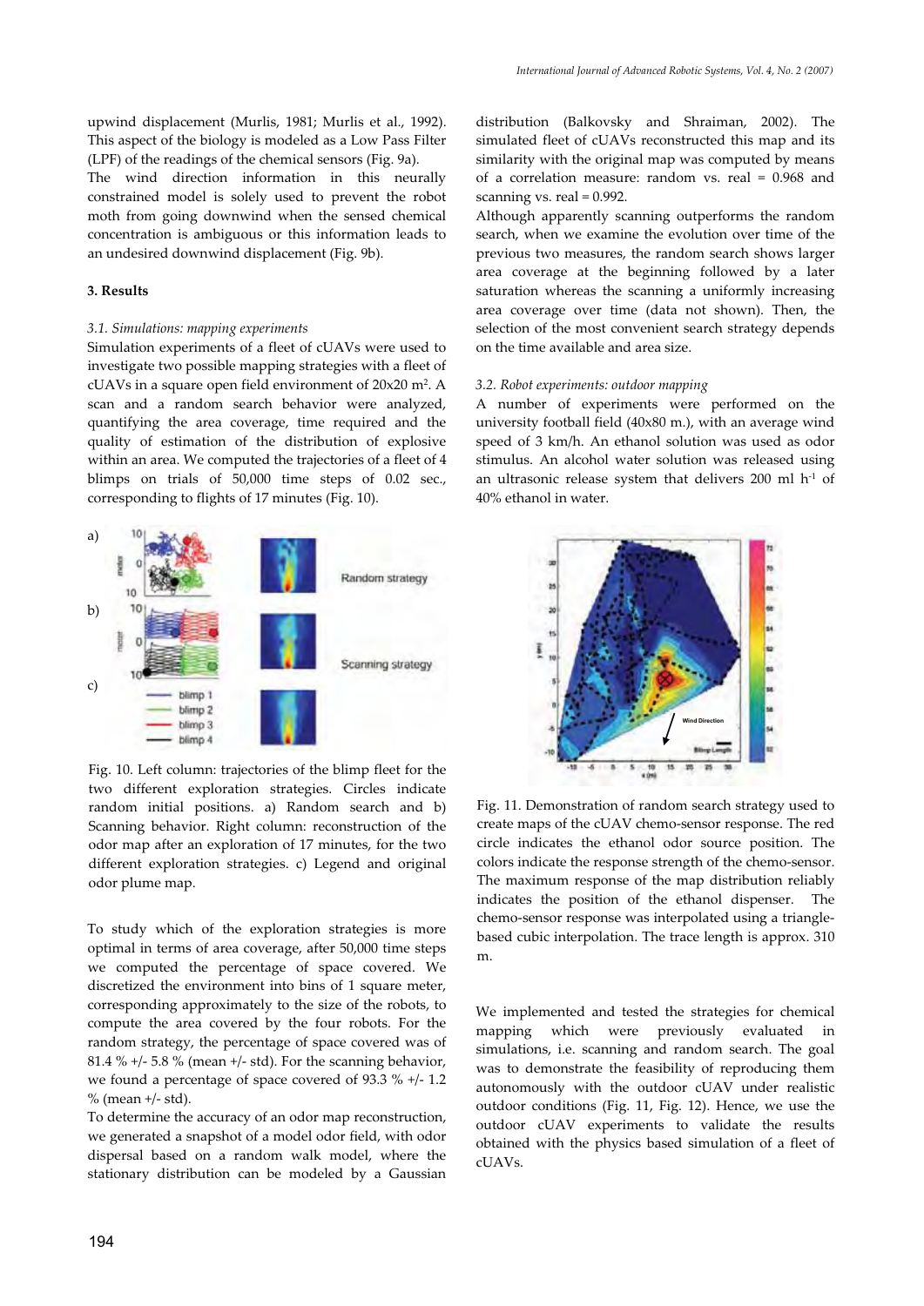upwind displacement (Murlis, 1981; Murlis et al., 1992). This aspect of the biology is modeled as a Low Pass Filter (LPF) of the readings of the chemical sensors (Fig. 9a).
The wind direction information in this neurally constrained model is solely used to prevent the robot moth from going downwind when the sensed chemical concentration is ambiguous or this information leads to an undesired downwind displacement (Fig. 9b).

## 3. Results

### *3.1. Simulations: mapping experiments*

Simulation experiments of a fleet of cUAVs were used to investigate two possible mapping strategies with a fleet of cUAVs in a square open field environment of 20x20 $m^2$. A scan and a random search behavior were analyzed, quantifying the area coverage, time required and the quality of estimation of the distribution of explosive within an area. We computed the trajectories of a fleet of 4 blimps on trials of 50,000 time steps of 0.02 sec., corresponding to flights of 17 minutes (Fig. 10).

Fig. 10. Left column: trajectories of the blimp fleet for the two different exploration strategies. Circles indicate random initial positions. a) Random search and b) Scanning behavior. Right column: reconstruction of the odor map after an exploration of 17 minutes, for the two different exploration strategies. c) Legend and original odor plume map.

To study which of the exploration strategies is more optimal in terms of area coverage, after 50,000 time steps we computed the percentage of space covered. We discretized the environment into bins of 1 square meter, corresponding approximately to the size of the robots, to compute the area covered by the four robots. For the random strategy, the percentage of space covered was of 81.4 % +/- 5.8 % (mean +/- std). For the scanning behavior, we found a percentage of space covered of 93.3 % +/- 1.2 % (mean +/- std).
To determine the accuracy of an odor map reconstruction, we generated a snapshot of a model odor field, with odor dispersal based on a random walk model, where the stationary distribution can be modeled by a Gaussian distribution (Balkovsky and Shraiman, 2002). The simulated fleet of cUAVs reconstructed this map and its similarity with the original map was computed by means of a correlation measure: random vs. real = 0.968 and scanning vs. real = 0.992.
Although apparently scanning outperforms the random search, when we examine the evolution over time of the previous two measures, the random search shows larger area coverage at the beginning followed by a later saturation whereas the scanning a uniformly increasing area coverage over time (data not shown). Then, the selection of the most convenient search strategy depends on the time available and area size.

### *3.2. Robot experiments: outdoor mapping*

A number of experiments were performed on the university football field (40x80 m.), with an average wind speed of 3 km/h. An ethanol solution was used as odor stimulus. An alcohol water solution was released using an ultrasonic release system that delivers 200 ml $h^{-1}$ of 40% ethanol in water.

Fig. 11. Demonstration of random search strategy used to create maps of the cUAV chemo-sensor response. The red circle indicates the ethanol odor source position. The colors indicate the response strength of the chemo-sensor. The maximum response of the map distribution reliably indicates the position of the ethanol dispenser. The chemo-sensor response was interpolated using a triangle-based cubic interpolation. The trace length is approx. 310 m.

We implemented and tested the strategies for chemical mapping which were previously evaluated in simulations, i.e. scanning and random search. The goal was to demonstrate the feasibility of reproducing them autonomously with the outdoor cUAV under realistic outdoor conditions (Fig. 11, Fig. 12). Hence, we use the outdoor cUAV experiments to validate the results obtained with the physics based simulation of a fleet of cUAVs.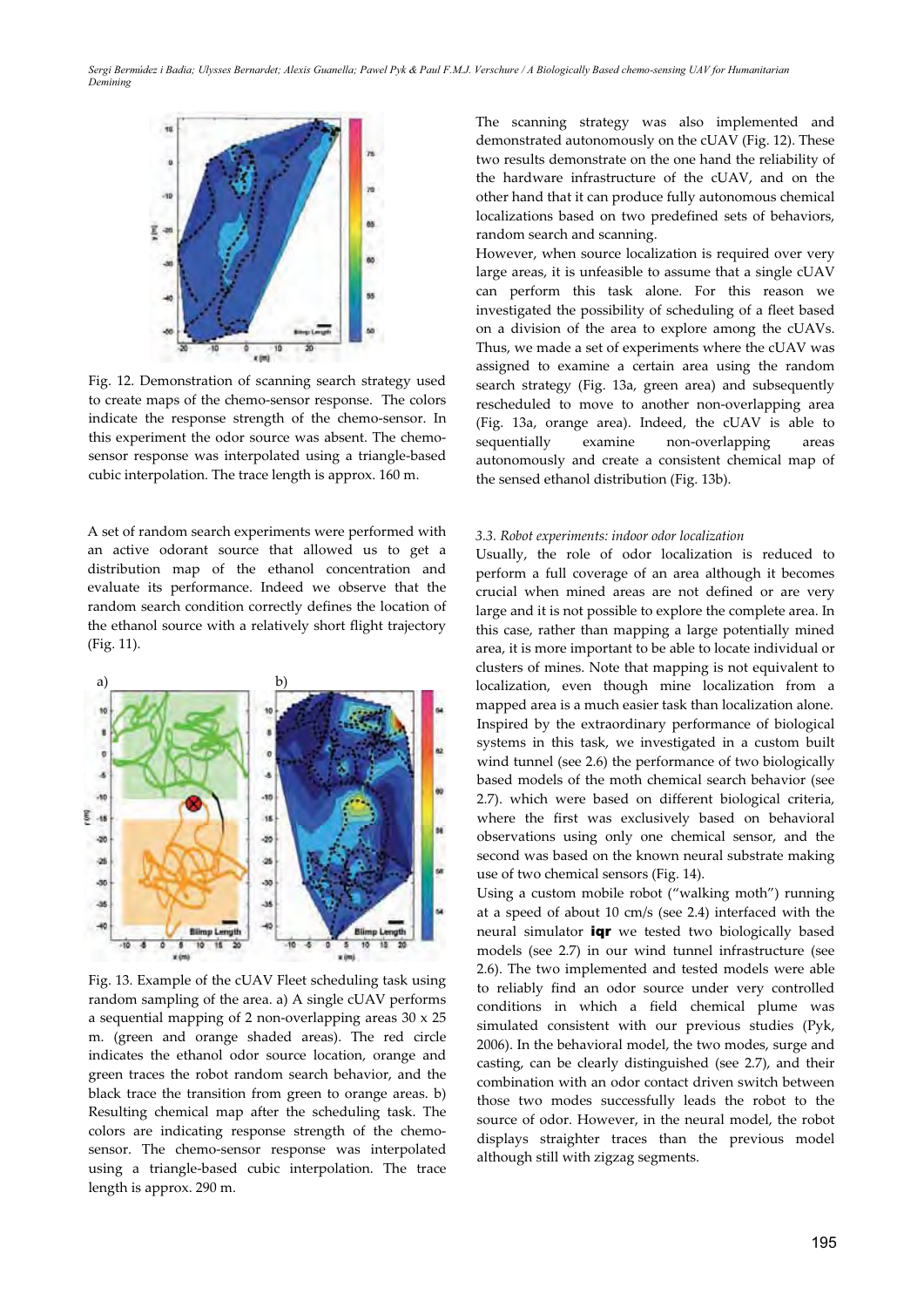Fig. 12. Demonstration of scanning search strategy used to create maps of the chemo-sensor response. The colors indicate the response strength of the chemo-sensor. In this experiment the odor source was absent. The chemo-sensor response was interpolated using a triangle-based cubic interpolation. The trace length is approx. 160 m.

A set of random search experiments were performed with an active odorant source that allowed us to get a distribution map of the ethanol concentration and evaluate its performance. Indeed we observe that the random search condition correctly defines the location of the ethanol source with a relatively short flight trajectory (Fig. 11).

Fig. 13. Example of the cUAV Fleet scheduling task using random sampling of the area. a) A single cUAV performs a sequential mapping of 2 non-overlapping areas 30 x 25 m. (green and orange shaded areas). The red circle indicates the ethanol odor source location, orange and green traces the robot random search behavior, and the black trace the transition from green to orange areas. b) Resulting chemical map after the scheduling task. The colors are indicating response strength of the chemo-sensor. The chemo-sensor response was interpolated using a triangle-based cubic interpolation. The trace length is approx. 290 m.

The scanning strategy was also implemented and demonstrated autonomously on the cUAV (Fig. 12). These two results demonstrate on the one hand the reliability of the hardware infrastructure of the cUAV, and on the other hand that it can produce fully autonomous chemical localizations based on two predefined sets of behaviors, random search and scanning.

However, when source localization is required over very large areas, it is unfeasible to assume that a single cUAV can perform this task alone. For this reason we investigated the possibility of scheduling of a fleet based on a division of the area to explore among the cUAVs. Thus, we made a set of experiments where the cUAV was assigned to examine a certain area using the random search strategy (Fig. 13a, green area) and subsequently rescheduled to move to another non-overlapping area (Fig. 13a, orange area). Indeed, the cUAV is able to sequentially examine non-overlapping areas autonomously and create a consistent chemical map of the sensed ethanol distribution (Fig. 13b).

### *3.3. Robot experiments: indoor odor localization*

Usually, the role of odor localization is reduced to perform a full coverage of an area although it becomes crucial when mined areas are not defined or are very large and it is not possible to explore the complete area. In this case, rather than mapping a large potentially mined area, it is more important to be able to locate individual or clusters of mines. Note that mapping is not equivalent to localization, even though mine localization from a mapped area is a much easier task than localization alone. Inspired by the extraordinary performance of biological systems in this task, we investigated in a custom built wind tunnel (see 2.6) the performance of two biologically based models of the moth chemical search behavior (see 2.7). which were based on different biological criteria, where the first was exclusively based on behavioral observations using only one chemical sensor, and the second was based on the known neural substrate making use of two chemical sensors (Fig. 14).

Using a custom mobile robot ("walking moth") running at a speed of about 10 cm/s (see 2.4) interfaced with the neural simulator **iqr** we tested two biologically based models (see 2.7) in our wind tunnel infrastructure (see 2.6). The two implemented and tested models were able to reliably find an odor source under very controlled conditions in which a field chemical plume was simulated consistent with our previous studies (Pyk, 2006). In the behavioral model, the two modes, surge and casting, can be clearly distinguished (see 2.7), and their combination with an odor contact driven switch between those two modes successfully leads the robot to the source of odor. However, in the neural model, the robot displays straighter traces than the previous model although still with zigzag segments.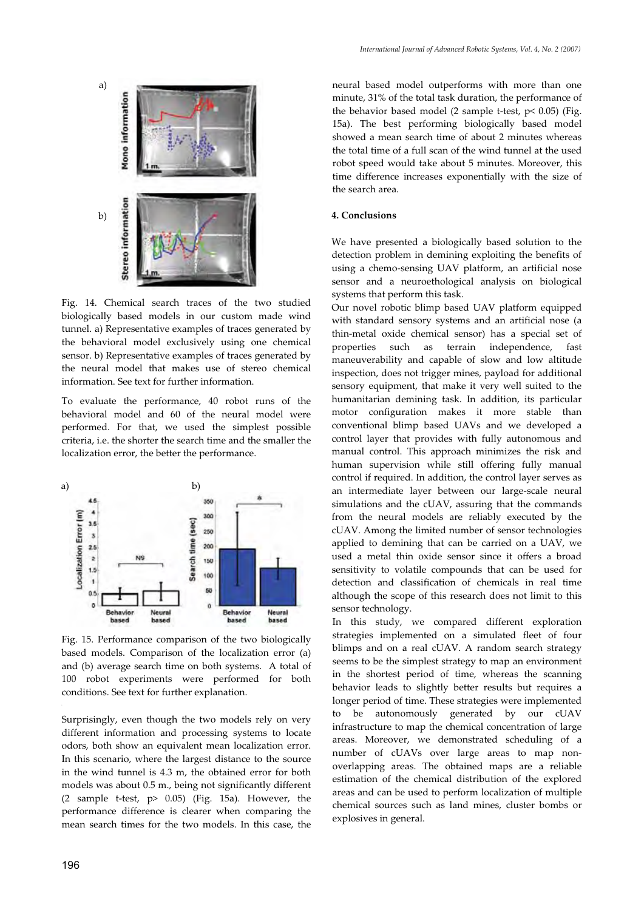Fig. 14. Chemical search traces of the two studied biologically based models in our custom made wind tunnel. a) Representative examples of traces generated by the behavioral model exclusively using one chemical sensor. b) Representative examples of traces generated by the neural model that makes use of stereo chemical information. See text for further information.

To evaluate the performance, 40 robot runs of the behavioral model and 60 of the neural model were performed. For that, we used the simplest possible criteria, i.e. the shorter the search time and the smaller the localization error, the better the performance.

Fig. 15. Performance comparison of the two biologically based models. Comparison of the localization error (a) and (b) average search time on both systems. A total of 100 robot experiments were performed for both conditions. See text for further explanation.

Surprisingly, even though the two models rely on very different information and processing systems to locate odors, both show an equivalent mean localization error. In this scenario, where the largest distance to the source in the wind tunnel is 4.3 m, the obtained error for both models was about 0.5 m., being not significantly different (2 sample t-test, $p > 0.05$) (Fig. 15a). However, the performance difference is clearer when comparing the mean search times for the two models. In this case, the neural based model outperforms with more than one minute, 31% of the total task duration, the performance of the behavior based model (2 sample t-test, $p < 0.05$) (Fig. 15a). The best performing biologically based model showed a mean search time of about 2 minutes whereas the total time of a full scan of the wind tunnel at the used robot speed would take about 5 minutes. Moreover, this time difference increases exponentially with the size of the search area.

## 4. Conclusions

We have presented a biologically based solution to the detection problem in demining exploiting the benefits of using a chemo-sensing UAV platform, an artificial nose sensor and a neuroethological analysis on biological systems that perform this task.

Our novel robotic blimp based UAV platform equipped with standard sensory systems and an artificial nose (a thin-metal oxide chemical sensor) has a special set of properties such as terrain independence, fast maneuverability and capable of slow and low altitude inspection, does not trigger mines, payload for additional sensory equipment, that make it very well suited to the humanitarian demining task. In addition, its particular motor configuration makes it more stable than conventional blimp based UAVs and we developed a control layer that provides with fully autonomous and manual control. This approach minimizes the risk and human supervision while still offering fully manual control if required. In addition, the control layer serves as an intermediate layer between our large-scale neural simulations and the cUAV, assuring that the commands from the neural models are reliably executed by the cUAV. Among the limited number of sensor technologies applied to demining that can be carried on a UAV, we used a metal thin oxide sensor since it offers a broad sensitivity to volatile compounds that can be used for detection and classification of chemicals in real time although the scope of this research does not limit to this sensor technology.

In this study, we compared different exploration strategies implemented on a simulated fleet of four blimps and on a real cUAV. A random search strategy seems to be the simplest strategy to map an environment in the shortest period of time, whereas the scanning behavior leads to slightly better results but requires a longer period of time. These strategies were implemented to be autonomously generated by our cUAV infrastructure to map the chemical concentration of large areas. Moreover, we demonstrated scheduling of a number of cUAVs over large areas to map non-overlapping areas. The obtained maps are a reliable estimation of the chemical distribution of the explored areas and can be used to perform localization of multiple chemical sources such as land mines, cluster bombs or explosives in general.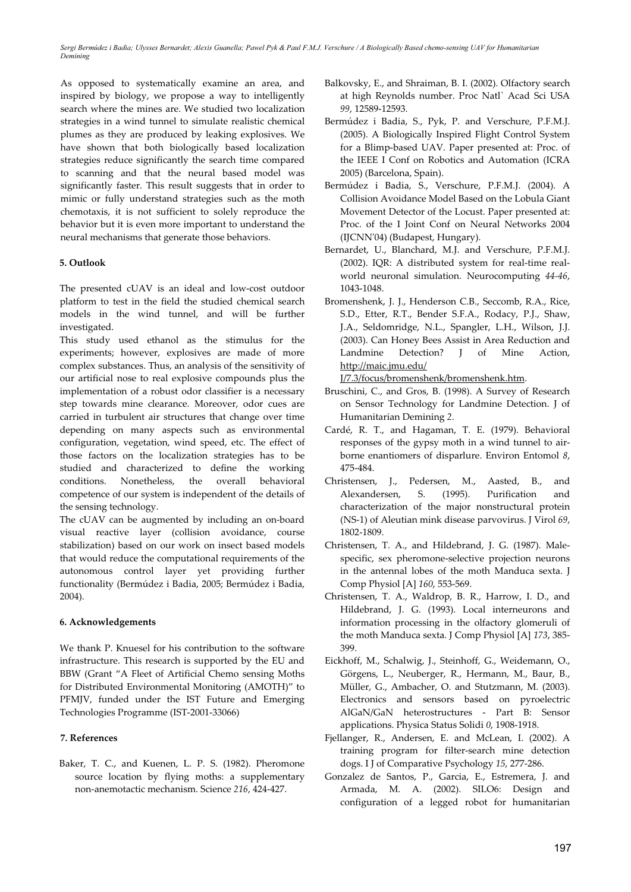As opposed to systematically examine an area, and inspired by biology, we propose a way to intelligently search where the mines are. We studied two localization strategies in a wind tunnel to simulate realistic chemical plumes as they are produced by leaking explosives. We have shown that both biologically based localization strategies reduce significantly the search time compared to scanning and that the neural based model was significantly faster. This result suggests that in order to mimic or fully understand strategies such as the moth chemotaxis, it is not sufficient to solely reproduce the behavior but it is even more important to understand the neural mechanisms that generate those behaviors.

### 5. Outlook

The presented cUAV is an ideal and low-cost outdoor platform to test in the field the studied chemical search models in the wind tunnel, and will be further investigated.

This study used ethanol as the stimulus for the experiments; however, explosives are made of more complex substances. Thus, an analysis of the sensitivity of our artificial nose to real explosive compounds plus the implementation of a robust odor classifier is a necessary step towards mine clearance. Moreover, odor cues are carried in turbulent air structures that change over time depending on many aspects such as environmental configuration, vegetation, wind speed, etc. The effect of those factors on the localization strategies has to be studied and characterized to define the working conditions. Nonetheless, the overall behavioral competence of our system is independent of the details of the sensing technology.

The cUAV can be augmented by including an on-board visual reactive layer (collision avoidance, course stabilization) based on our work on insect based models that would reduce the computational requirements of the autonomous control layer yet providing further functionality (Bermúdez i Badia, 2005; Bermúdez i Badia, 2004).

### 6. Acknowledgements

We thank P. Knuesel for his contribution to the software infrastructure. This research is supported by the EU and BBW (Grant "A Fleet of Artificial Chemo sensing Moths for Distributed Environmental Monitoring (AMOTH)" to PFMJV, funded under the IST Future and Emerging Technologies Programme (IST-2001-33066)

### 7. References

Baker, T. C., and Kuenen, L. P. S. (1982). Pheromone source location by flying moths: a supplementary non-anemotactic mechanism. Science *216*, 424-427.

Balkovsky, E., and Shraiman, B. I. (2002). Olfactory search at high Reynolds number. Proc Natl` Acad Sci USA *99*, 12589-12593.

Bermúdez i Badia, S., Pyk, P. and Verschure, P.F.M.J. (2005). A Biologically Inspired Flight Control System for a Blimp-based UAV. Paper presented at: Proc. of the IEEE I Conf on Robotics and Automation (ICRA 2005) (Barcelona, Spain).

Bermúdez i Badia, S., Verschure, P.F.M.J. (2004). A Collision Avoidance Model Based on the Lobula Giant Movement Detector of the Locust. Paper presented at: Proc. of the I Joint Conf on Neural Networks 2004 (IJCNN'04) (Budapest, Hungary).

Bernardet, U., Blanchard, M.J. and Verschure, P.F.M.J. (2002). IQR: A distributed system for real-time real-world neuronal simulation. Neurocomputing *44-46*, 1043-1048.

Bromenshenk, J. J., Henderson C.B., Seccomb, R.A., Rice, S.D., Etter, R.T., Bender S.F.A., Rodacy, P.J., Shaw, J.A., Seldomridge, N.L., Spangler, L.H., Wilson, J.J. (2003). Can Honey Bees Assist in Area Reduction and Landmine Detection? J of Mine Action, http://maic.jmu.edu/J/7.3/focus/bromenshenk/bromenshenk.htm.

Bruschini, C., and Gros, B. (1998). A Survey of Research on Sensor Technology for Landmine Detection. J of Humanitarian Demining *2*.

Cardé, R. T., and Hagaman, T. E. (1979). Behavioral responses of the gypsy moth in a wind tunnel to air-borne enantiomers of disparlure. Environ Entomol *8*, 475-484.

Christensen, J., Pedersen, M., Aasted, B., and Alexandersen, S. (1995). Purification and characterization of the major nonstructural protein (NS-1) of Aleutian mink disease parvovirus. J Virol *69*, 1802-1809.

Christensen, T. A., and Hildebrand, J. G. (1987). Male-specific, sex pheromone-selective projection neurons in the antennal lobes of the moth Manduca sexta. J Comp Physiol [A] *160*, 553-569.

Christensen, T. A., Waldrop, B. R., Harrow, I. D., and Hildebrand, J. G. (1993). Local interneurons and information processing in the olfactory glomeruli of the moth Manduca sexta. J Comp Physiol [A] *173*, 385-399.

Eickhoff, M., Schalwig, J., Steinhoff, G., Weidemann, O., Görgens, L., Neuberger, R., Hermann, M., Baur, B., Müller, G., Ambacher, O. and Stutzmann, M. (2003). Electronics and sensors based on pyroelectric AlGaN/GaN heterostructures - Part B: Sensor applications. Physica Status Solidi *0*, 1908-1918.

Fjellanger, R., Andersen, E. and McLean, I. (2002). A training program for filter-search mine detection dogs. I J of Comparative Psychology *15*, 277-286.

Gonzalez de Santos, P., Garcia, E., Estremera, J. and Armada, M. A. (2002). SILO6: Design and configuration of a legged robot for humanitarian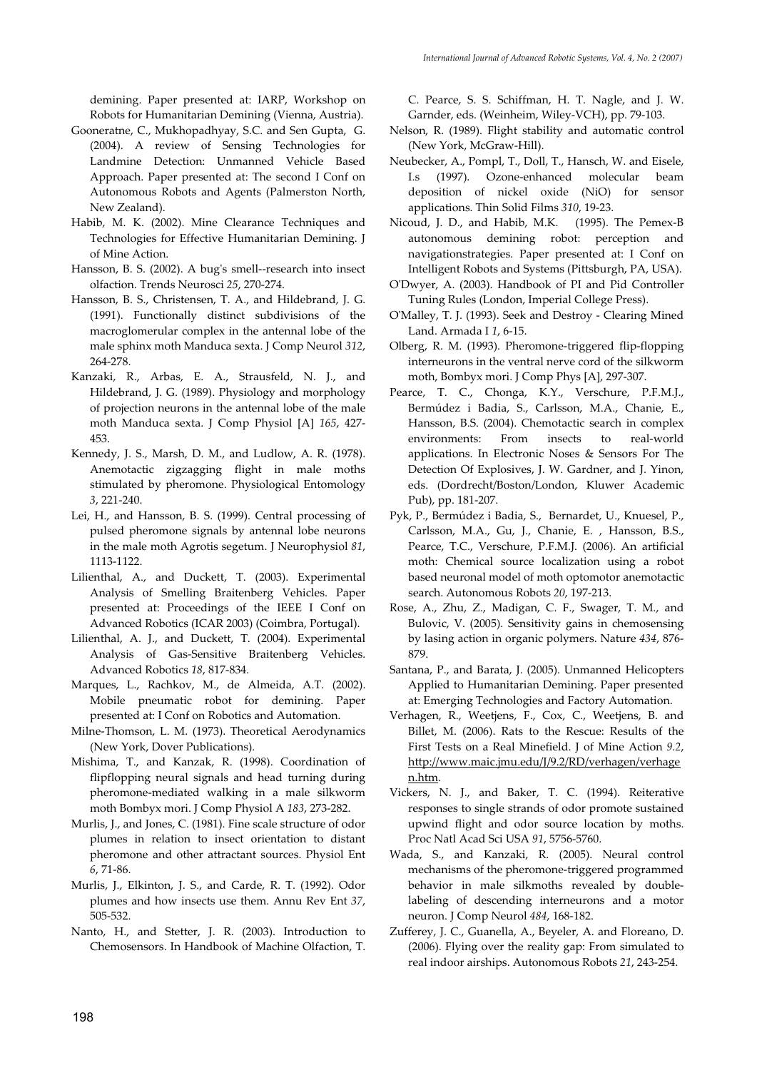demining. Paper presented at: IARP, Workshop on Robots for Humanitarian Demining (Vienna, Austria).

Gooneratne, C., Mukhopadhyay, S.C. and Sen Gupta, G. (2004). A review of Sensing Technologies for Landmine Detection: Unmanned Vehicle Based Approach. Paper presented at: The second I Conf on Autonomous Robots and Agents (Palmerston North, New Zealand).

Habib, M. K. (2002). Mine Clearance Techniques and Technologies for Effective Humanitarian Demining. J of Mine Action.

Hansson, B. S. (2002). A bug's smell--research into insect olfaction. Trends Neurosci *25*, 270-274.

Hansson, B. S., Christensen, T. A., and Hildebrand, J. G. (1991). Functionally distinct subdivisions of the macroglomerular complex in the antennal lobe of the male sphinx moth Manduca sexta. J Comp Neurol *312*, 264-278.

Kanzaki, R., Arbas, E. A., Strausfeld, N. J., and Hildebrand, J. G. (1989). Physiology and morphology of projection neurons in the antennal lobe of the male moth Manduca sexta. J Comp Physiol [A] *165*, 427-453.

Kennedy, J. S., Marsh, D. M., and Ludlow, A. R. (1978). Anemotactic zigzagging flight in male moths stimulated by pheromone. Physiological Entomology *3*, 221-240.

Lei, H., and Hansson, B. S. (1999). Central processing of pulsed pheromone signals by antennal lobe neurons in the male moth Agrotis segetum. J Neurophysiol *81*, 1113-1122.

Lilienthal, A., and Duckett, T. (2003). Experimental Analysis of Smelling Braitenberg Vehicles. Paper presented at: Proceedings of the IEEE I Conf on Advanced Robotics (ICAR 2003) (Coimbra, Portugal).

Lilienthal, A. J., and Duckett, T. (2004). Experimental Analysis of Gas-Sensitive Braitenberg Vehicles. Advanced Robotics *18*, 817-834.

Marques, L., Rachkov, M., de Almeida, A.T. (2002). Mobile pneumatic robot for demining. Paper presented at: I Conf on Robotics and Automation.

Milne-Thomson, L. M. (1973). Theoretical Aerodynamics (New York, Dover Publications).

Mishima, T., and Kanzak, R. (1998). Coordination of flipflopping neural signals and head turning during pheromone-mediated walking in a male silkworm moth Bombyx mori. J Comp Physiol A *183*, 273-282.

Murlis, J., and Jones, C. (1981). Fine scale structure of odor plumes in relation to insect orientation to distant pheromone and other attractant sources. Physiol Ent *6*, 71-86.

Murlis, J., Elkinton, J. S., and Carde, R. T. (1992). Odor plumes and how insects use them. Annu Rev Ent *37*, 505-532.

Nanto, H., and Stetter, J. R. (2003). Introduction to Chemosensors. In Handbook of Machine Olfaction, T. C. Pearce, S. S. Schiffman, H. T. Nagle, and J. W. Garnder, eds. (Weinheim, Wiley-VCH), pp. 79-103.

Nelson, R. (1989). Flight stability and automatic control (New York, McGraw-Hill).

Neubecker, A., Pompl, T., Doll, T., Hansch, W. and Eisele, I.s (1997). Ozone-enhanced molecular beam deposition of nickel oxide (NiO) for sensor applications. Thin Solid Films *310*, 19-23.

Nicoud, J. D., and Habib, M.K. (1995). The Pemex-B autonomous demining robot: perception and navigationstrategies. Paper presented at: I Conf on Intelligent Robots and Systems (Pittsburgh, PA, USA).

O'Dwyer, A. (2003). Handbook of PI and Pid Controller Tuning Rules (London, Imperial College Press).

O'Malley, T. J. (1993). Seek and Destroy - Clearing Mined Land. Armada I *1*, 6-15.

Olberg, R. M. (1993). Pheromone-triggered flip-flopping interneurons in the ventral nerve cord of the silkworm moth, Bombyx mori. J Comp Phys [A], 297-307.

Pearce, T. C., Chonga, K.Y., Verschure, P.F.M.J., Bermúdez i Badia, S., Carlsson, M.A., Chanie, E., Hansson, B.S. (2004). Chemotactic search in complex environments: From insects to real-world applications. In Electronic Noses & Sensors For The Detection Of Explosives, J. W. Gardner, and J. Yinon, eds. (Dordrecht/Boston/London, Kluwer Academic Pub), pp. 181-207.

Pyk, P., Bermúdez i Badia, S., Bernardet, U., Knuesel, P., Carlsson, M.A., Gu, J., Chanie, E. , Hansson, B.S., Pearce, T.C., Verschure, P.F.M.J. (2006). An artificial moth: Chemical source localization using a robot based neuronal model of moth optomotor anemotactic search. Autonomous Robots *20*, 197-213.

Rose, A., Zhu, Z., Madigan, C. F., Swager, T. M., and Bulovic, V. (2005). Sensitivity gains in chemosensing by lasing action in organic polymers. Nature *434*, 876-879.

Santana, P., and Barata, J. (2005). Unmanned Helicopters Applied to Humanitarian Demining. Paper presented at: Emerging Technologies and Factory Automation.

Verhagen, R., Weetjens, F., Cox, C., Weetjens, B. and Billet, M. (2006). Rats to the Rescue: Results of the First Tests on a Real Minefield. J of Mine Action *9.2*, http://www.maic.jmu.edu/J/9.2/RD/verhagen/verhagen.htm.

Vickers, N. J., and Baker, T. C. (1994). Reiterative responses to single strands of odor promote sustained upwind flight and odor source location by moths. Proc Natl Acad Sci USA *91*, 5756-5760.

Wada, S., and Kanzaki, R. (2005). Neural control mechanisms of the pheromone-triggered programmed behavior in male silkmoths revealed by double-labeling of descending interneurons and a motor neuron. J Comp Neurol *484*, 168-182.

Zufferey, J. C., Guanella, A., Beyeler, A. and Floreano, D. (2006). Flying over the reality gap: From simulated to real indoor airships. Autonomous Robots *21*, 243-254.